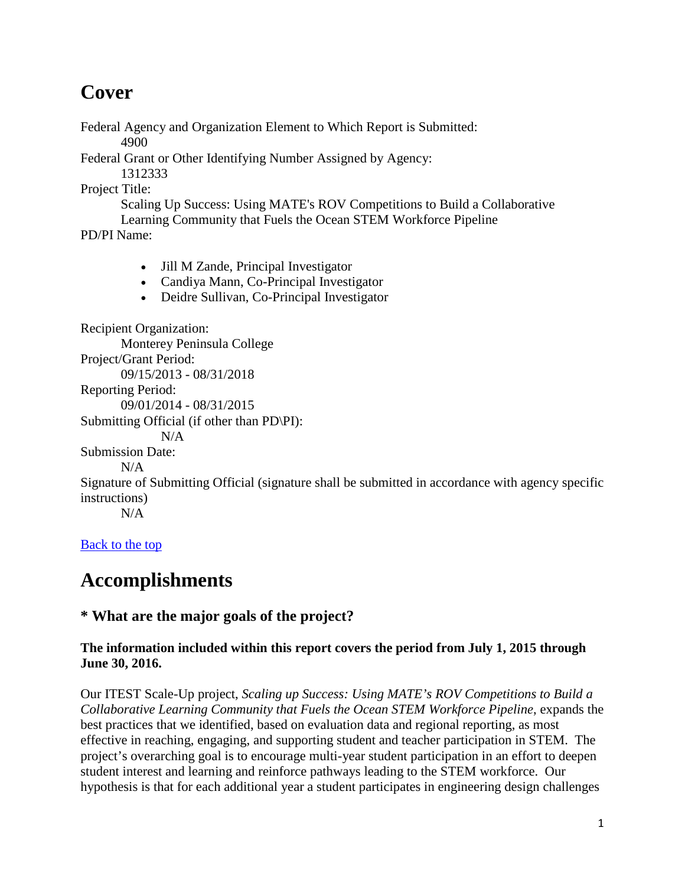# Cover

Federal Agency and Organization Element to Which Report is Submitted:
4900

Federal Grant or Other Identifying Number Assigned by Agency:
1312333

Project Title:
Scaling Up Success: Using MATE's ROV Competitions to Build a Collaborative Learning Community that Fuels the Ocean STEM Workforce Pipeline

PD/PI Name:

- Jill M Zande, Principal Investigator
- Candiya Mann, Co-Principal Investigator
- Deidre Sullivan, Co-Principal Investigator

Recipient Organization:
Monterey Peninsula College

Project/Grant Period:
09/15/2013 - 08/31/2018

Reporting Period:
09/01/2014 - 08/31/2015

Submitting Official (if other than PD\PI):
N/A

Submission Date:
N/A

Signature of Submitting Official (signature shall be submitted in accordance with agency specific instructions)
N/A

[Back to the top]

# Accomplishments

### * What are the major goals of the project?

**The information included within this report covers the period from July 1, 2015 through June 30, 2016.**

Our ITEST Scale-Up project, *Scaling up Success: Using MATE's ROV Competitions to Build a Collaborative Learning Community that Fuels the Ocean STEM Workforce Pipeline*, expands the best practices that we identified, based on evaluation data and regional reporting, as most effective in reaching, engaging, and supporting student and teacher participation in STEM. The project's overarching goal is to encourage multi-year student participation in an effort to deepen student interest and learning and reinforce pathways leading to the STEM workforce. Our hypothesis is that for each additional year a student participates in engineering design challenges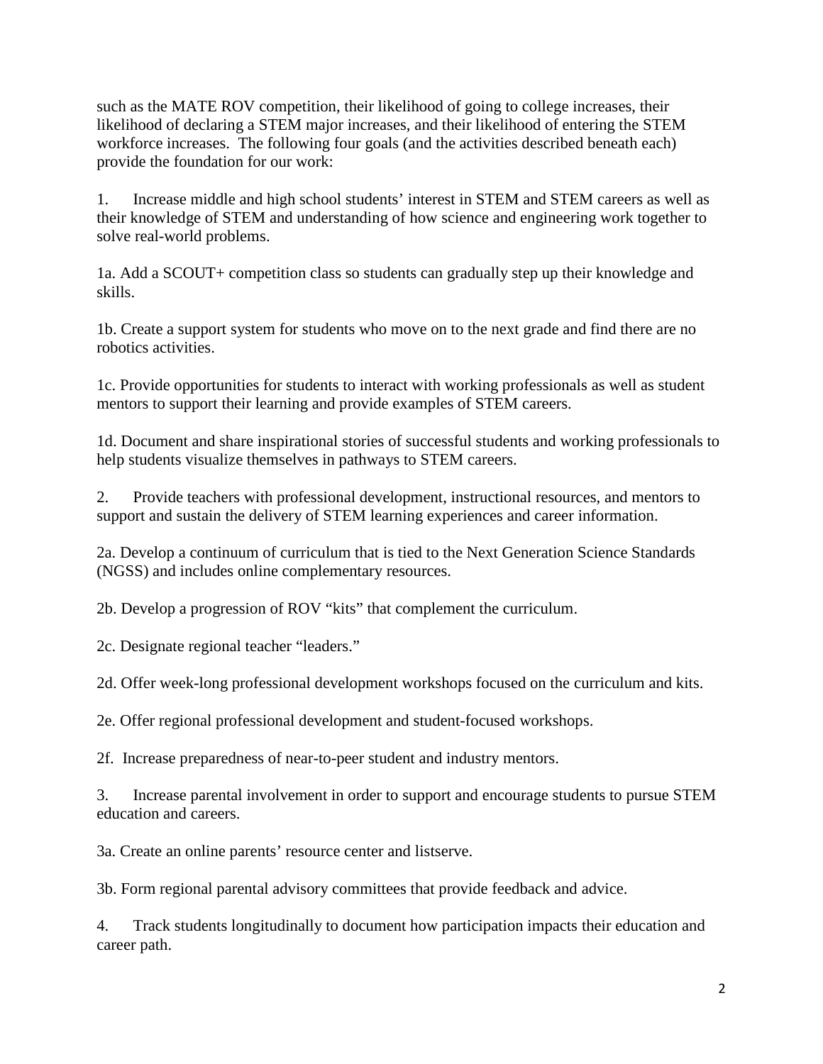such as the MATE ROV competition, their likelihood of going to college increases, their likelihood of declaring a STEM major increases, and their likelihood of entering the STEM workforce increases. The following four goals (and the activities described beneath each) provide the foundation for our work:

1. Increase middle and high school students' interest in STEM and STEM careers as well as their knowledge of STEM and understanding of how science and engineering work together to solve real-world problems.

1a. Add a SCOUT+ competition class so students can gradually step up their knowledge and skills.

1b. Create a support system for students who move on to the next grade and find there are no robotics activities.

1c. Provide opportunities for students to interact with working professionals as well as student mentors to support their learning and provide examples of STEM careers.

1d. Document and share inspirational stories of successful students and working professionals to help students visualize themselves in pathways to STEM careers.

2. Provide teachers with professional development, instructional resources, and mentors to support and sustain the delivery of STEM learning experiences and career information.

2a. Develop a continuum of curriculum that is tied to the Next Generation Science Standards (NGSS) and includes online complementary resources.

2b. Develop a progression of ROV "kits" that complement the curriculum.

2c. Designate regional teacher "leaders."

2d. Offer week-long professional development workshops focused on the curriculum and kits.

2e. Offer regional professional development and student-focused workshops.

2f. Increase preparedness of near-to-peer student and industry mentors.

3. Increase parental involvement in order to support and encourage students to pursue STEM education and careers.

3a. Create an online parents' resource center and listserve.

3b. Form regional parental advisory committees that provide feedback and advice.

4. Track students longitudinally to document how participation impacts their education and career path.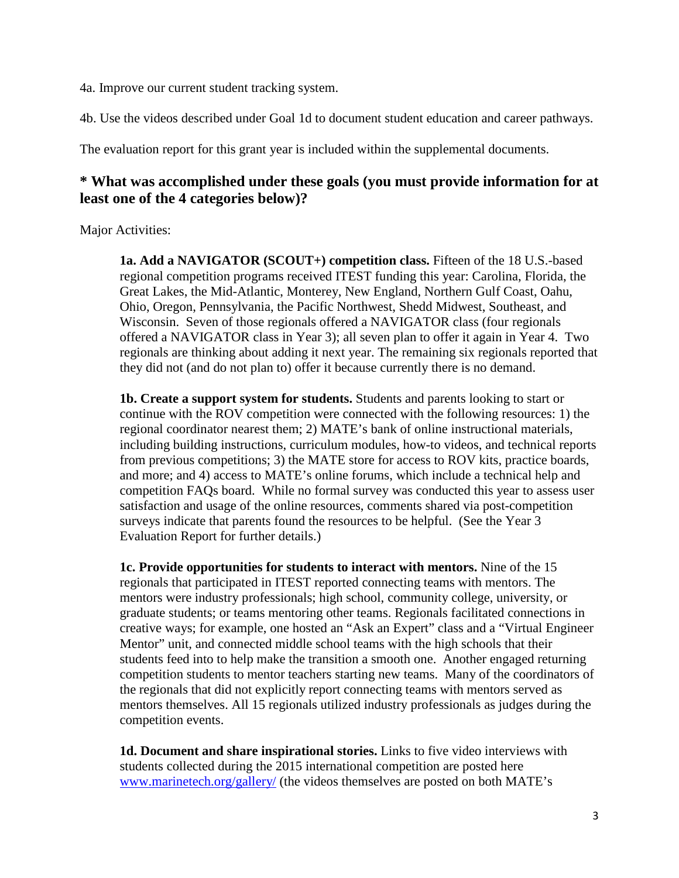4a. Improve our current student tracking system.

4b. Use the videos described under Goal 1d to document student education and career pathways.

The evaluation report for this grant year is included within the supplemental documents.

## * What was accomplished under these goals (you must provide information for at least one of the 4 categories below)?

Major Activities:

> **1a. Add a NAVIGATOR (SCOUT+) competition class.** Fifteen of the 18 U.S.-based regional competition programs received ITEST funding this year: Carolina, Florida, the Great Lakes, the Mid-Atlantic, Monterey, New England, Northern Gulf Coast, Oahu, Ohio, Oregon, Pennsylvania, the Pacific Northwest, Shedd Midwest, Southeast, and Wisconsin. Seven of those regionals offered a NAVIGATOR class (four regionals offered a NAVIGATOR class in Year 3); all seven plan to offer it again in Year 4. Two regionals are thinking about adding it next year. The remaining six regionals reported that they did not (and do not plan to) offer it because currently there is no demand.
>
> **1b. Create a support system for students.** Students and parents looking to start or continue with the ROV competition were connected with the following resources: 1) the regional coordinator nearest them; 2) MATE's bank of online instructional materials, including building instructions, curriculum modules, how-to videos, and technical reports from previous competitions; 3) the MATE store for access to ROV kits, practice boards, and more; and 4) access to MATE's online forums, which include a technical help and competition FAQs board. While no formal survey was conducted this year to assess user satisfaction and usage of the online resources, comments shared via post-competition surveys indicate that parents found the resources to be helpful. (See the Year 3 Evaluation Report for further details.)
>
> **1c. Provide opportunities for students to interact with mentors.** Nine of the 15 regionals that participated in ITEST reported connecting teams with mentors. The mentors were industry professionals; high school, community college, university, or graduate students; or teams mentoring other teams. Regionals facilitated connections in creative ways; for example, one hosted an "Ask an Expert" class and a "Virtual Engineer Mentor" unit, and connected middle school teams with the high schools that their students feed into to help make the transition a smooth one. Another engaged returning competition students to mentor teachers starting new teams. Many of the coordinators of the regionals that did not explicitly report connecting teams with mentors served as mentors themselves. All 15 regionals utilized industry professionals as judges during the competition events.
>
> **1d. Document and share inspirational stories.** Links to five video interviews with students collected during the 2015 international competition are posted here [www.marinetech.org/gallery/](www.marinetech.org/gallery/) (the videos themselves are posted on both MATE's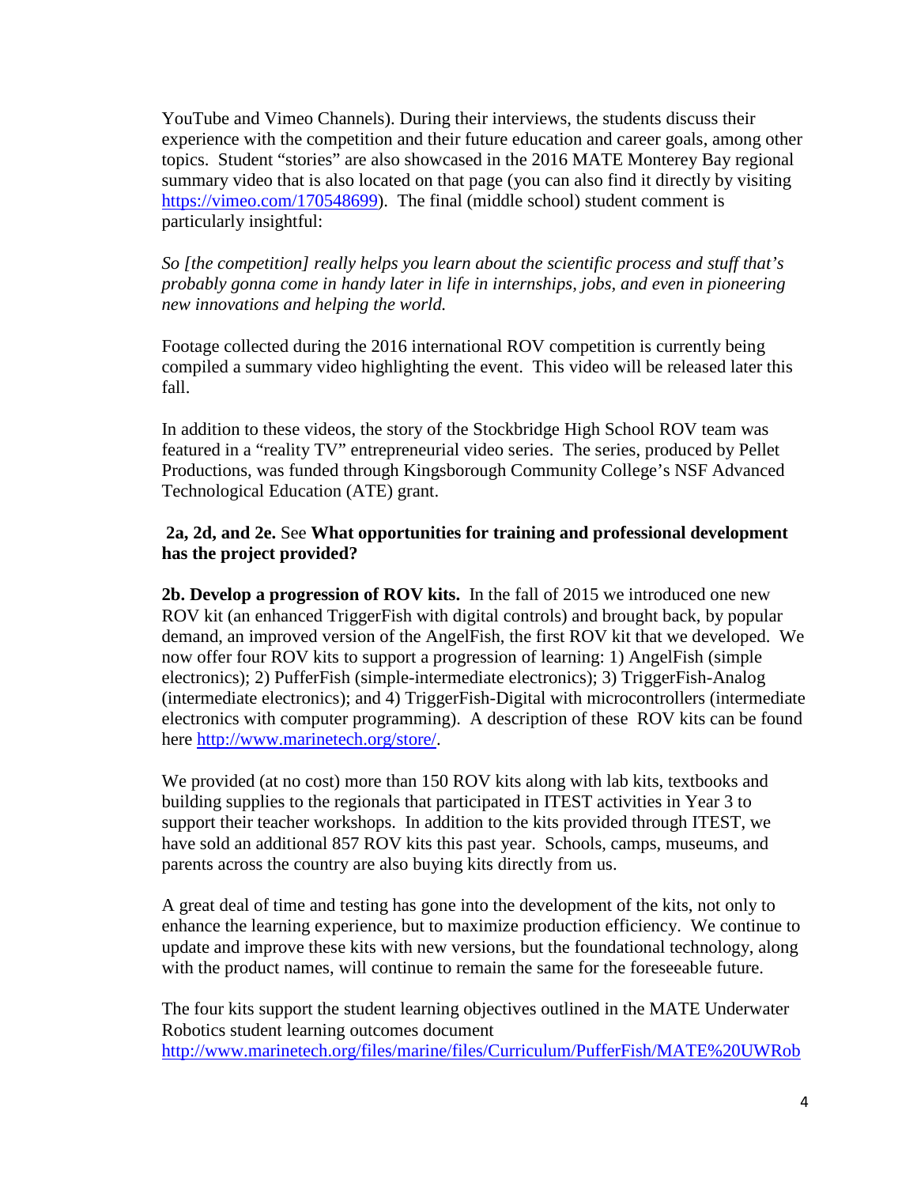YouTube and Vimeo Channels). During their interviews, the students discuss their experience with the competition and their future education and career goals, among other topics. Student "stories" are also showcased in the 2016 MATE Monterey Bay regional summary video that is also located on that page (you can also find it directly by visiting https://vimeo.com/170548699). The final (middle school) student comment is particularly insightful:

*So [the competition] really helps you learn about the scientific process and stuff that's probably gonna come in handy later in life in internships, jobs, and even in pioneering new innovations and helping the world.*

Footage collected during the 2016 international ROV competition is currently being compiled a summary video highlighting the event. This video will be released later this fall.

In addition to these videos, the story of the Stockbridge High School ROV team was featured in a "reality TV" entrepreneurial video series. The series, produced by Pellet Productions, was funded through Kingsborough Community College's NSF Advanced Technological Education (ATE) grant.

**2a, 2d, and 2e.** See **What opportunities for training and professional development has the project provided?**

**2b. Develop a progression of ROV kits.** In the fall of 2015 we introduced one new ROV kit (an enhanced TriggerFish with digital controls) and brought back, by popular demand, an improved version of the AngelFish, the first ROV kit that we developed. We now offer four ROV kits to support a progression of learning: 1) AngelFish (simple electronics); 2) PufferFish (simple-intermediate electronics); 3) TriggerFish-Analog (intermediate electronics); and 4) TriggerFish-Digital with microcontrollers (intermediate electronics with computer programming). A description of these ROV kits can be found here http://www.marinetech.org/store/.

We provided (at no cost) more than 150 ROV kits along with lab kits, textbooks and building supplies to the regionals that participated in ITEST activities in Year 3 to support their teacher workshops. In addition to the kits provided through ITEST, we have sold an additional 857 ROV kits this past year. Schools, camps, museums, and parents across the country are also buying kits directly from us.

A great deal of time and testing has gone into the development of the kits, not only to enhance the learning experience, but to maximize production efficiency. We continue to update and improve these kits with new versions, but the foundational technology, along with the product names, will continue to remain the same for the foreseeable future.

The four kits support the student learning objectives outlined in the MATE Underwater Robotics student learning outcomes document http://www.marinetech.org/files/marine/files/Curriculum/PufferFish/MATE%20UWRob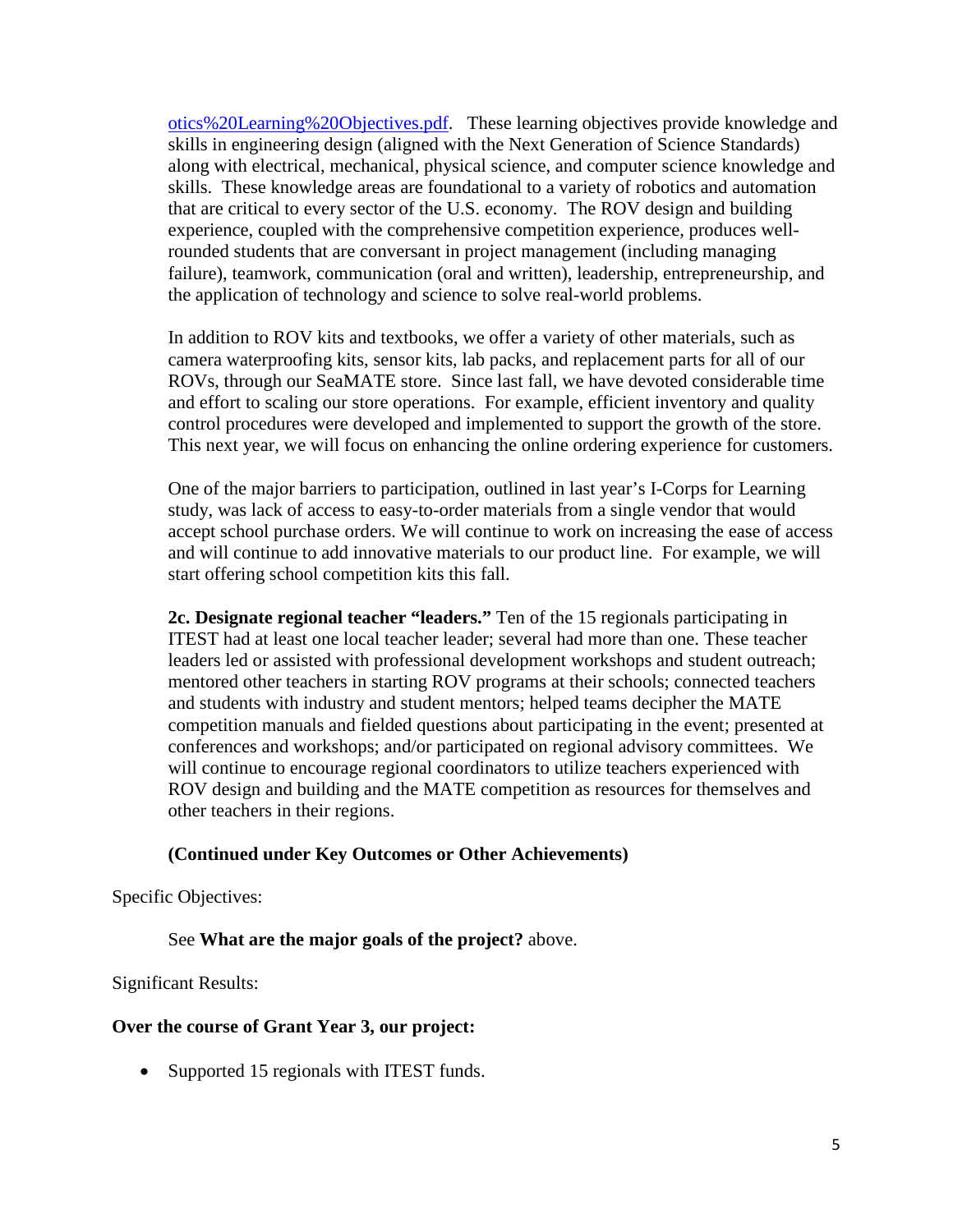otics%20Learning%20Objectives.pdf. These learning objectives provide knowledge and skills in engineering design (aligned with the Next Generation of Science Standards) along with electrical, mechanical, physical science, and computer science knowledge and skills. These knowledge areas are foundational to a variety of robotics and automation that are critical to every sector of the U.S. economy. The ROV design and building experience, coupled with the comprehensive competition experience, produces well-rounded students that are conversant in project management (including managing failure), teamwork, communication (oral and written), leadership, entrepreneurship, and the application of technology and science to solve real-world problems.

In addition to ROV kits and textbooks, we offer a variety of other materials, such as camera waterproofing kits, sensor kits, lab packs, and replacement parts for all of our ROVs, through our SeaMATE store. Since last fall, we have devoted considerable time and effort to scaling our store operations. For example, efficient inventory and quality control procedures were developed and implemented to support the growth of the store. This next year, we will focus on enhancing the online ordering experience for customers.

One of the major barriers to participation, outlined in last year's I-Corps for Learning study, was lack of access to easy-to-order materials from a single vendor that would accept school purchase orders. We will continue to work on increasing the ease of access and will continue to add innovative materials to our product line. For example, we will start offering school competition kits this fall.

**2c. Designate regional teacher "leaders."** Ten of the 15 regionals participating in ITEST had at least one local teacher leader; several had more than one. These teacher leaders led or assisted with professional development workshops and student outreach; mentored other teachers in starting ROV programs at their schools; connected teachers and students with industry and student mentors; helped teams decipher the MATE competition manuals and fielded questions about participating in the event; presented at conferences and workshops; and/or participated on regional advisory committees. We will continue to encourage regional coordinators to utilize teachers experienced with ROV design and building and the MATE competition as resources for themselves and other teachers in their regions.

**(Continued under Key Outcomes or Other Achievements)**

Specific Objectives:

See **What are the major goals of the project?** above.

Significant Results:

**Over the course of Grant Year 3, our project:**

- Supported 15 regionals with ITEST funds.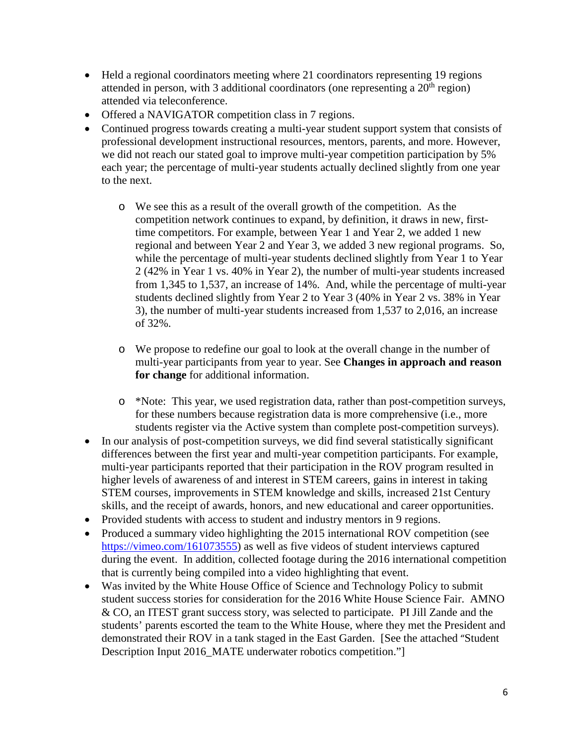- Held a regional coordinators meeting where 21 coordinators representing 19 regions attended in person, with 3 additional coordinators (one representing a 20th region) attended via teleconference.
- Offered a NAVIGATOR competition class in 7 regions.
- Continued progress towards creating a multi-year student support system that consists of professional development instructional resources, mentors, parents, and more. However, we did not reach our stated goal to improve multi-year competition participation by 5% each year; the percentage of multi-year students actually declined slightly from one year to the next.
    - We see this as a result of the overall growth of the competition. As the competition network continues to expand, by definition, it draws in new, first-time competitors. For example, between Year 1 and Year 2, we added 1 new regional and between Year 2 and Year 3, we added 3 new regional programs. So, while the percentage of multi-year students declined slightly from Year 1 to Year 2 (42% in Year 1 vs. 40% in Year 2), the number of multi-year students increased from 1,345 to 1,537, an increase of 14%. And, while the percentage of multi-year students declined slightly from Year 2 to Year 3 (40% in Year 2 vs. 38% in Year 3), the number of multi-year students increased from 1,537 to 2,016, an increase of 32%.
    - We propose to redefine our goal to look at the overall change in the number of multi-year participants from year to year. See **Changes in approach and reason for change** for additional information.
    - *Note: This year, we used registration data, rather than post-competition surveys, for these numbers because registration data is more comprehensive (i.e., more students register via the Active system than complete post-competition surveys).
- In our analysis of post-competition surveys, we did find several statistically significant differences between the first year and multi-year competition participants. For example, multi-year participants reported that their participation in the ROV program resulted in higher levels of awareness of and interest in STEM careers, gains in interest in taking STEM courses, improvements in STEM knowledge and skills, increased 21st Century skills, and the receipt of awards, honors, and new educational and career opportunities.
- Provided students with access to student and industry mentors in 9 regions.
- Produced a summary video highlighting the 2015 international ROV competition (see [https://vimeo.com/161073555](https://vimeo.com/161073555)) as well as five videos of student interviews captured during the event. In addition, collected footage during the 2016 international competition that is currently being compiled into a video highlighting that event.
- Was invited by the White House Office of Science and Technology Policy to submit student success stories for consideration for the 2016 White House Science Fair. AMNO & CO, an ITEST grant success story, was selected to participate. PI Jill Zande and the students' parents escorted the team to the White House, where they met the President and demonstrated their ROV in a tank staged in the East Garden. [See the attached "Student Description Input 2016_MATE underwater robotics competition."]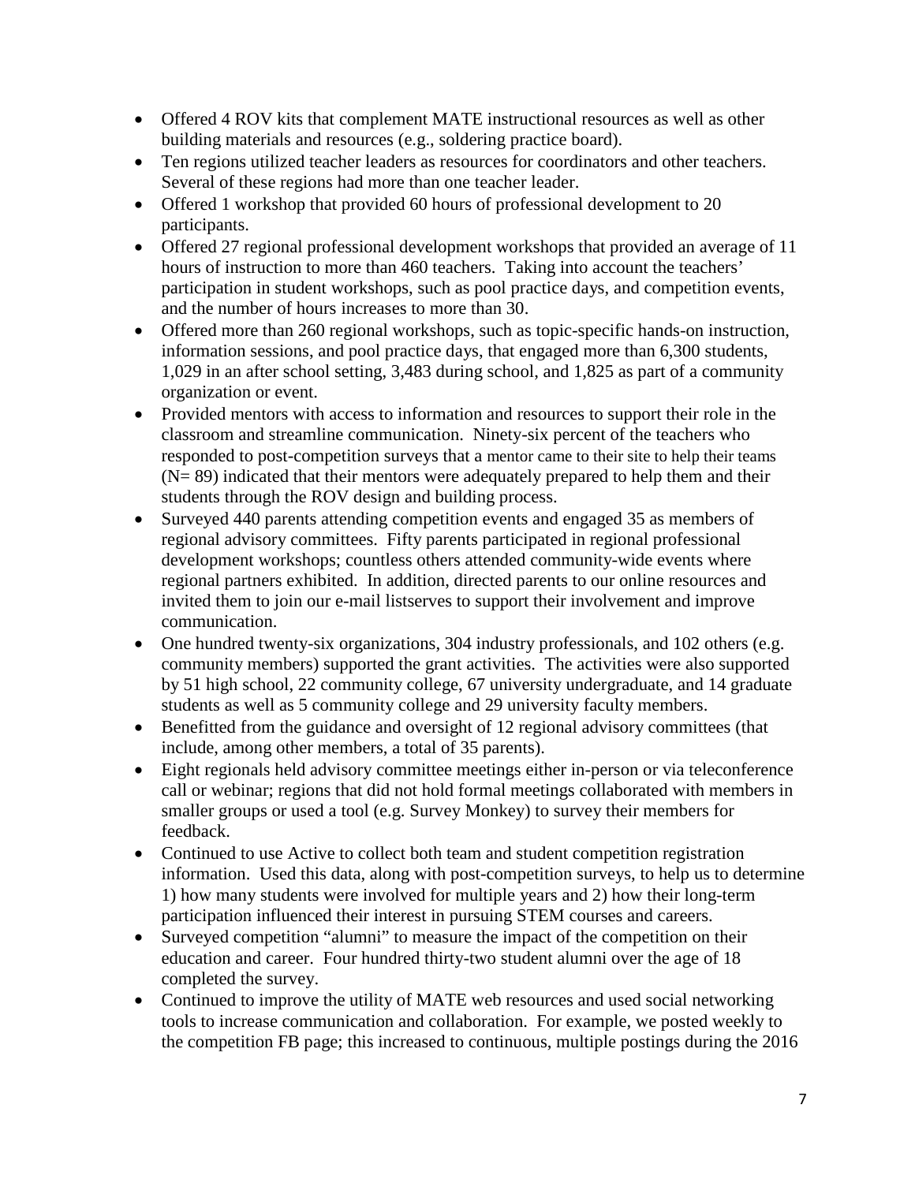- Offered 4 ROV kits that complement MATE instructional resources as well as other building materials and resources (e.g., soldering practice board).
- Ten regions utilized teacher leaders as resources for coordinators and other teachers. Several of these regions had more than one teacher leader.
- Offered 1 workshop that provided 60 hours of professional development to 20 participants.
- Offered 27 regional professional development workshops that provided an average of 11 hours of instruction to more than 460 teachers. Taking into account the teachers' participation in student workshops, such as pool practice days, and competition events, and the number of hours increases to more than 30.
- Offered more than 260 regional workshops, such as topic-specific hands-on instruction, information sessions, and pool practice days, that engaged more than 6,300 students, 1,029 in an after school setting, 3,483 during school, and 1,825 as part of a community organization or event.
- Provided mentors with access to information and resources to support their role in the classroom and streamline communication. Ninety-six percent of the teachers who responded to post-competition surveys that a mentor came to their site to help their teams (N= 89) indicated that their mentors were adequately prepared to help them and their students through the ROV design and building process.
- Surveyed 440 parents attending competition events and engaged 35 as members of regional advisory committees. Fifty parents participated in regional professional development workshops; countless others attended community-wide events where regional partners exhibited. In addition, directed parents to our online resources and invited them to join our e-mail listserves to support their involvement and improve communication.
- One hundred twenty-six organizations, 304 industry professionals, and 102 others (e.g. community members) supported the grant activities. The activities were also supported by 51 high school, 22 community college, 67 university undergraduate, and 14 graduate students as well as 5 community college and 29 university faculty members.
- Benefitted from the guidance and oversight of 12 regional advisory committees (that include, among other members, a total of 35 parents).
- Eight regionals held advisory committee meetings either in-person or via teleconference call or webinar; regions that did not hold formal meetings collaborated with members in smaller groups or used a tool (e.g. Survey Monkey) to survey their members for feedback.
- Continued to use Active to collect both team and student competition registration information. Used this data, along with post-competition surveys, to help us to determine 1) how many students were involved for multiple years and 2) how their long-term participation influenced their interest in pursuing STEM courses and careers.
- Surveyed competition "alumni" to measure the impact of the competition on their education and career. Four hundred thirty-two student alumni over the age of 18 completed the survey.
- Continued to improve the utility of MATE web resources and used social networking tools to increase communication and collaboration. For example, we posted weekly to the competition FB page; this increased to continuous, multiple postings during the 2016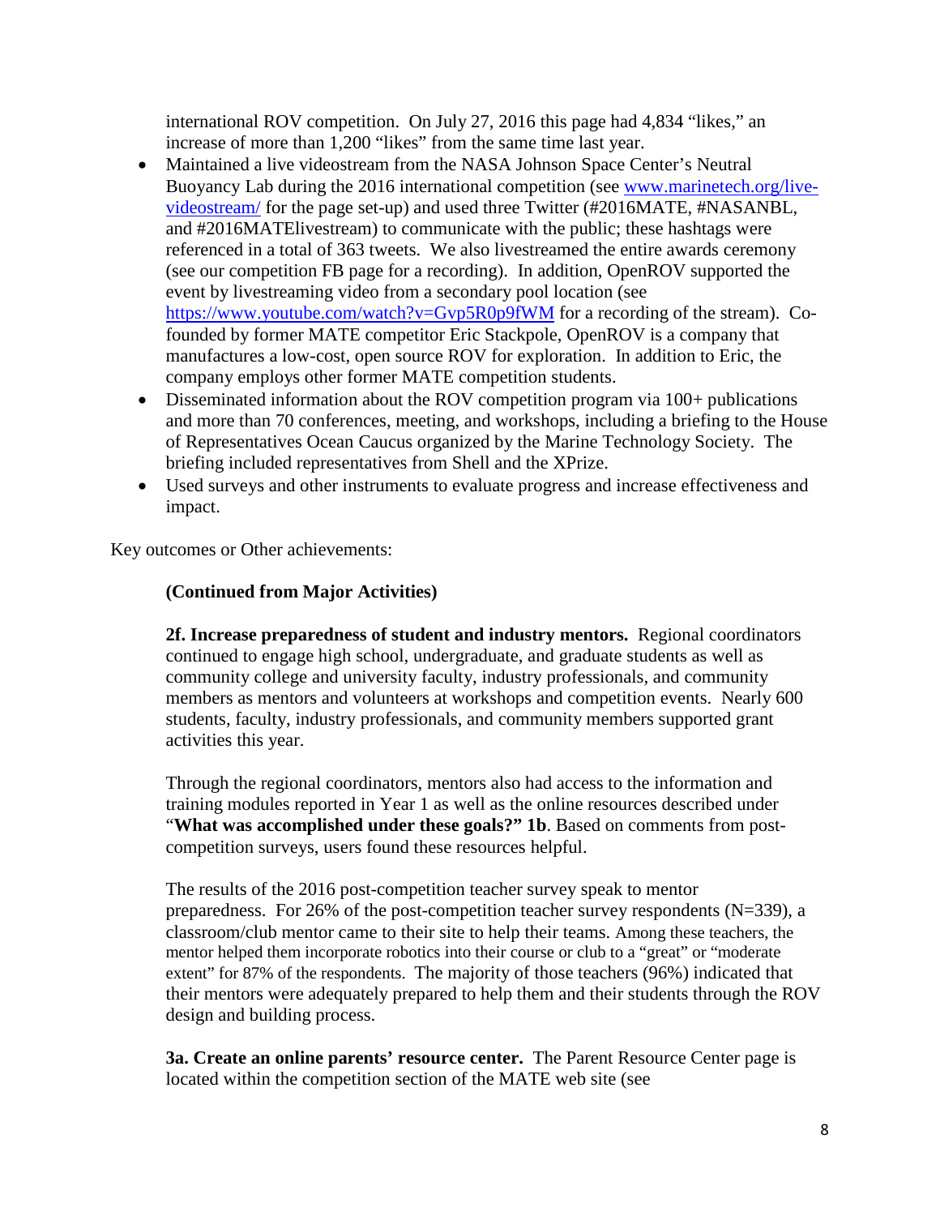international ROV competition. On July 27, 2016 this page had 4,834 "likes," an increase of more than 1,200 "likes" from the same time last year.

- Maintained a live videostream from the NASA Johnson Space Center's Neutral Buoyancy Lab during the 2016 international competition (see [www.marinetech.org/live-videostream/](www.marinetech.org/live-videostream/) for the page set-up) and used three Twitter (#2016MATE, #NASANBL, and #2016MATElivestream) to communicate with the public; these hashtags were referenced in a total of 363 tweets. We also livestreamed the entire awards ceremony (see our competition FB page for a recording). In addition, OpenROV supported the event by livestreaming video from a secondary pool location (see [https://www.youtube.com/watch?v=Gvp5R0p9fWM](https://www.youtube.com/watch?v=Gvp5R0p9fWM) for a recording of the stream). Co-founded by former MATE competitor Eric Stackpole, OpenROV is a company that manufactures a low-cost, open source ROV for exploration. In addition to Eric, the company employs other former MATE competition students.
- Disseminated information about the ROV competition program via 100+ publications and more than 70 conferences, meeting, and workshops, including a briefing to the House of Representatives Ocean Caucus organized by the Marine Technology Society. The briefing included representatives from Shell and the XPrize.
- Used surveys and other instruments to evaluate progress and increase effectiveness and impact.

Key outcomes or Other achievements:

**(Continued from Major Activities)**

**2f. Increase preparedness of student and industry mentors.** Regional coordinators continued to engage high school, undergraduate, and graduate students as well as community college and university faculty, industry professionals, and community members as mentors and volunteers at workshops and competition events. Nearly 600 students, faculty, industry professionals, and community members supported grant activities this year.

Through the regional coordinators, mentors also had access to the information and training modules reported in Year 1 as well as the online resources described under "**What was accomplished under these goals?" 1b**. Based on comments from post-competition surveys, users found these resources helpful.

The results of the 2016 post-competition teacher survey speak to mentor preparedness. For 26% of the post-competition teacher survey respondents (N=339), a classroom/club mentor came to their site to help their teams. Among these teachers, the mentor helped them incorporate robotics into their course or club to a "great" or "moderate extent" for 87% of the respondents. The majority of those teachers (96%) indicated that their mentors were adequately prepared to help them and their students through the ROV design and building process.

**3a. Create an online parents' resource center.** The Parent Resource Center page is located within the competition section of the MATE web site (see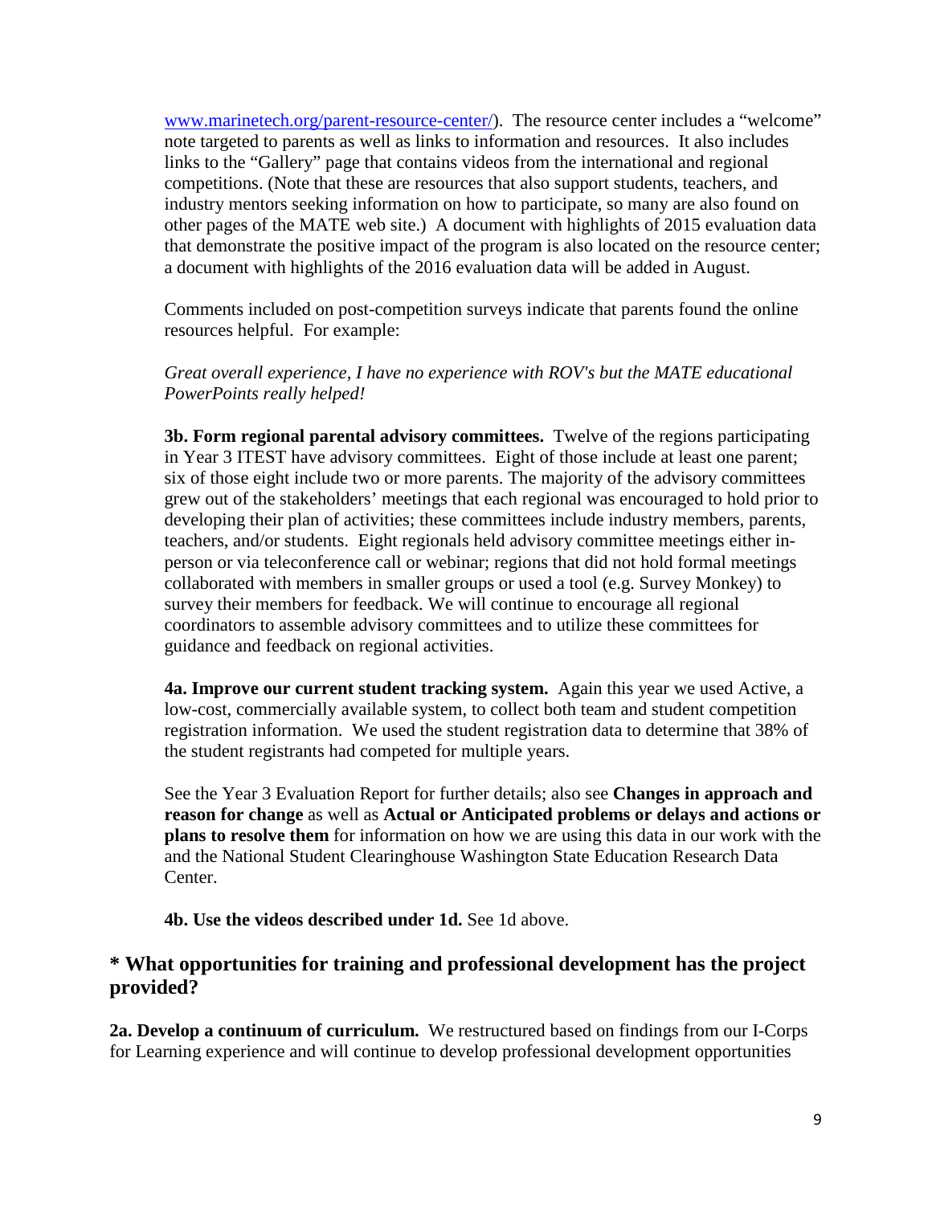www.marinetech.org/parent-resource-center/). The resource center includes a "welcome" note targeted to parents as well as links to information and resources. It also includes links to the "Gallery" page that contains videos from the international and regional competitions. (Note that these are resources that also support students, teachers, and industry mentors seeking information on how to participate, so many are also found on other pages of the MATE web site.) A document with highlights of 2015 evaluation data that demonstrate the positive impact of the program is also located on the resource center; a document with highlights of the 2016 evaluation data will be added in August.

Comments included on post-competition surveys indicate that parents found the online resources helpful. For example:

*Great overall experience, I have no experience with ROV's but the MATE educational PowerPoints really helped!*

**3b. Form regional parental advisory committees.** Twelve of the regions participating in Year 3 ITEST have advisory committees. Eight of those include at least one parent; six of those eight include two or more parents. The majority of the advisory committees grew out of the stakeholders' meetings that each regional was encouraged to hold prior to developing their plan of activities; these committees include industry members, parents, teachers, and/or students. Eight regionals held advisory committee meetings either in-person or via teleconference call or webinar; regions that did not hold formal meetings collaborated with members in smaller groups or used a tool (e.g. Survey Monkey) to survey their members for feedback. We will continue to encourage all regional coordinators to assemble advisory committees and to utilize these committees for guidance and feedback on regional activities.

**4a. Improve our current student tracking system.** Again this year we used Active, a low-cost, commercially available system, to collect both team and student competition registration information. We used the student registration data to determine that 38% of the student registrants had competed for multiple years.

See the Year 3 Evaluation Report for further details; also see **Changes in approach and reason for change** as well as **Actual or Anticipated problems or delays and actions or plans to resolve them** for information on how we are using this data in our work with the and the National Student Clearinghouse Washington State Education Research Data Center.

**4b. Use the videos described under 1d.** See 1d above.

## * What opportunities for training and professional development has the project provided?

**2a. Develop a continuum of curriculum.** We restructured based on findings from our I-Corps for Learning experience and will continue to develop professional development opportunities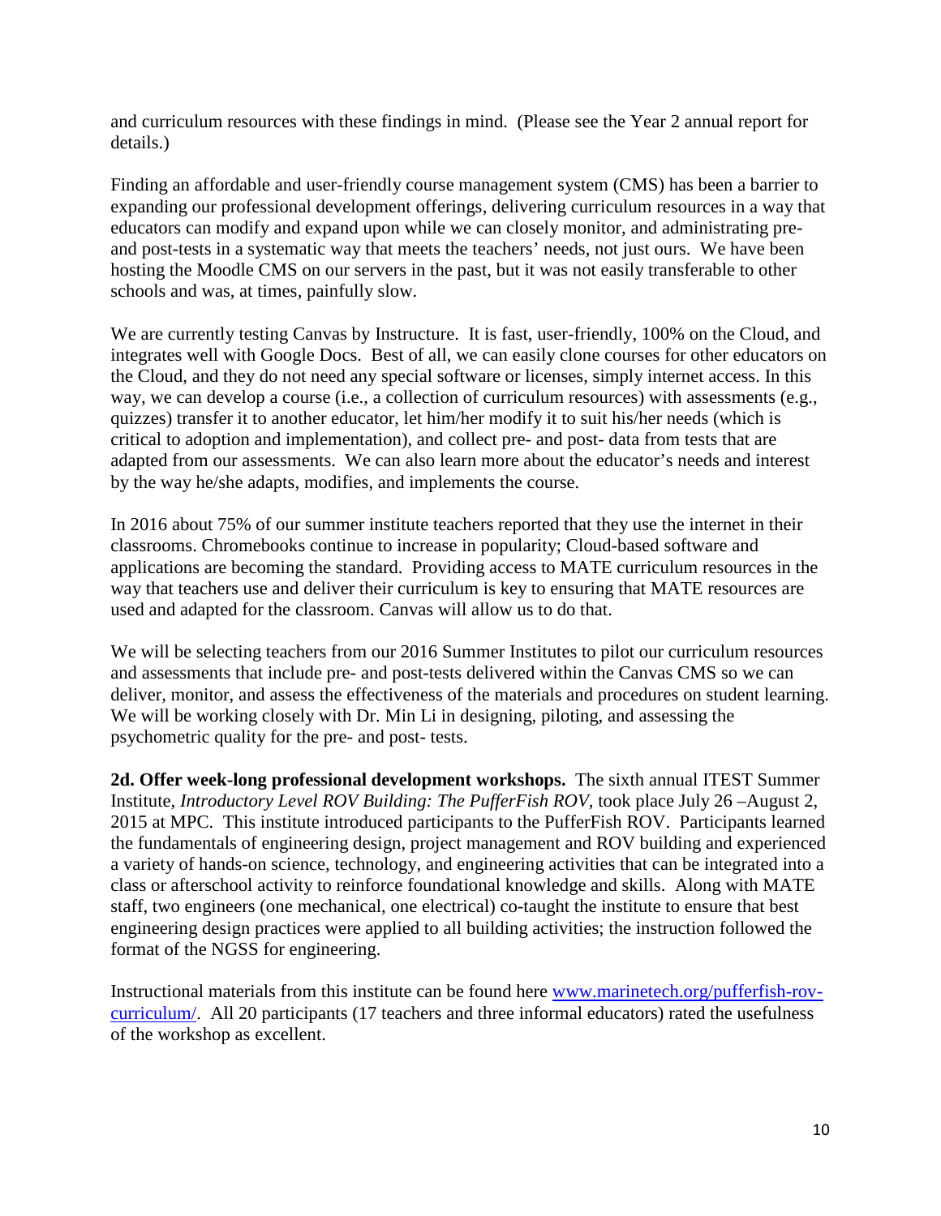and curriculum resources with these findings in mind. (Please see the Year 2 annual report for details.)

Finding an affordable and user-friendly course management system (CMS) has been a barrier to expanding our professional development offerings, delivering curriculum resources in a way that educators can modify and expand upon while we can closely monitor, and administrating pre- and post-tests in a systematic way that meets the teachers' needs, not just ours. We have been hosting the Moodle CMS on our servers in the past, but it was not easily transferable to other schools and was, at times, painfully slow.

We are currently testing Canvas by Instructure. It is fast, user-friendly, 100% on the Cloud, and integrates well with Google Docs. Best of all, we can easily clone courses for other educators on the Cloud, and they do not need any special software or licenses, simply internet access. In this way, we can develop a course (i.e., a collection of curriculum resources) with assessments (e.g., quizzes) transfer it to another educator, let him/her modify it to suit his/her needs (which is critical to adoption and implementation), and collect pre- and post- data from tests that are adapted from our assessments. We can also learn more about the educator's needs and interest by the way he/she adapts, modifies, and implements the course.

In 2016 about 75% of our summer institute teachers reported that they use the internet in their classrooms. Chromebooks continue to increase in popularity; Cloud-based software and applications are becoming the standard. Providing access to MATE curriculum resources in the way that teachers use and deliver their curriculum is key to ensuring that MATE resources are used and adapted for the classroom. Canvas will allow us to do that.

We will be selecting teachers from our 2016 Summer Institutes to pilot our curriculum resources and assessments that include pre- and post-tests delivered within the Canvas CMS so we can deliver, monitor, and assess the effectiveness of the materials and procedures on student learning. We will be working closely with Dr. Min Li in designing, piloting, and assessing the psychometric quality for the pre- and post- tests.

**2d. Offer week-long professional development workshops.** The sixth annual ITEST Summer Institute, *Introductory Level ROV Building: The PufferFish ROV*, took place July 26 –August 2, 2015 at MPC. This institute introduced participants to the PufferFish ROV. Participants learned the fundamentals of engineering design, project management and ROV building and experienced a variety of hands-on science, technology, and engineering activities that can be integrated into a class or afterschool activity to reinforce foundational knowledge and skills. Along with MATE staff, two engineers (one mechanical, one electrical) co-taught the institute to ensure that best engineering design practices were applied to all building activities; the instruction followed the format of the NGSS for engineering.

Instructional materials from this institute can be found here [www.marinetech.org/pufferfish-rov-curriculum/](www.marinetech.org/pufferfish-rov-curriculum/). All 20 participants (17 teachers and three informal educators) rated the usefulness of the workshop as excellent.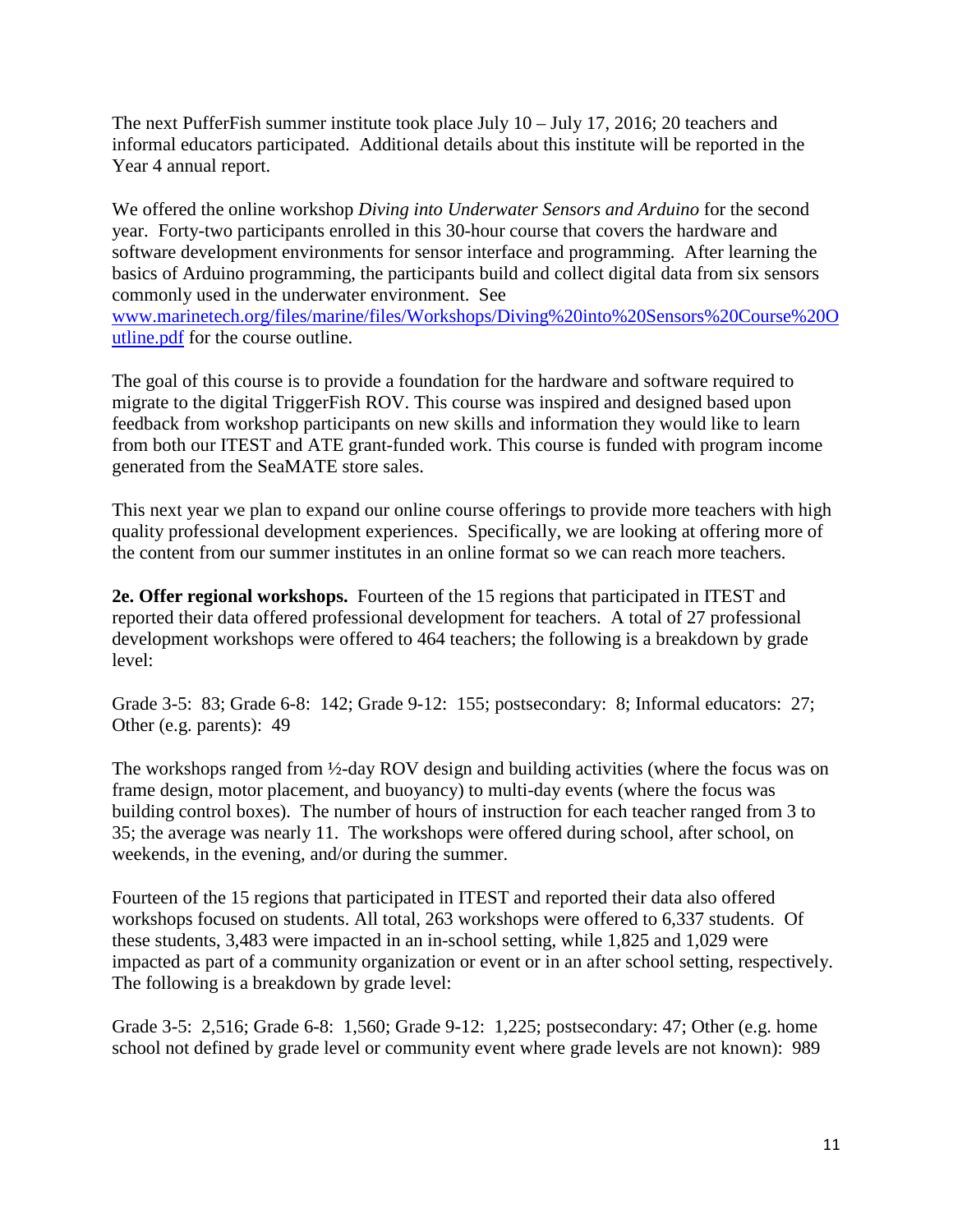The next PufferFish summer institute took place July 10 – July 17, 2016; 20 teachers and informal educators participated. Additional details about this institute will be reported in the Year 4 annual report.

We offered the online workshop *Diving into Underwater Sensors and Arduino* for the second year. Forty-two participants enrolled in this 30-hour course that covers the hardware and software development environments for sensor interface and programming. After learning the basics of Arduino programming, the participants build and collect digital data from six sensors commonly used in the underwater environment. See [www.marinetech.org/files/marine/files/Workshops/Diving%20into%20Sensors%20Course%20Outline.pdf](www.marinetech.org/files/marine/files/Workshops/Diving%20into%20Sensors%20Course%20Outline.pdf) for the course outline.

The goal of this course is to provide a foundation for the hardware and software required to migrate to the digital TriggerFish ROV. This course was inspired and designed based upon feedback from workshop participants on new skills and information they would like to learn from both our ITEST and ATE grant-funded work. This course is funded with program income generated from the SeaMATE store sales.

This next year we plan to expand our online course offerings to provide more teachers with high quality professional development experiences. Specifically, we are looking at offering more of the content from our summer institutes in an online format so we can reach more teachers.

**2e. Offer regional workshops.** Fourteen of the 15 regions that participated in ITEST and reported their data offered professional development for teachers. A total of 27 professional development workshops were offered to 464 teachers; the following is a breakdown by grade level:

Grade 3-5: 83; Grade 6-8: 142; Grade 9-12: 155; postsecondary: 8; Informal educators: 27; Other (e.g. parents): 49

The workshops ranged from ½-day ROV design and building activities (where the focus was on frame design, motor placement, and buoyancy) to multi-day events (where the focus was building control boxes). The number of hours of instruction for each teacher ranged from 3 to 35; the average was nearly 11. The workshops were offered during school, after school, on weekends, in the evening, and/or during the summer.

Fourteen of the 15 regions that participated in ITEST and reported their data also offered workshops focused on students. All total, 263 workshops were offered to 6,337 students. Of these students, 3,483 were impacted in an in-school setting, while 1,825 and 1,029 were impacted as part of a community organization or event or in an after school setting, respectively. The following is a breakdown by grade level:

Grade 3-5: 2,516; Grade 6-8: 1,560; Grade 9-12: 1,225; postsecondary: 47; Other (e.g. home school not defined by grade level or community event where grade levels are not known): 989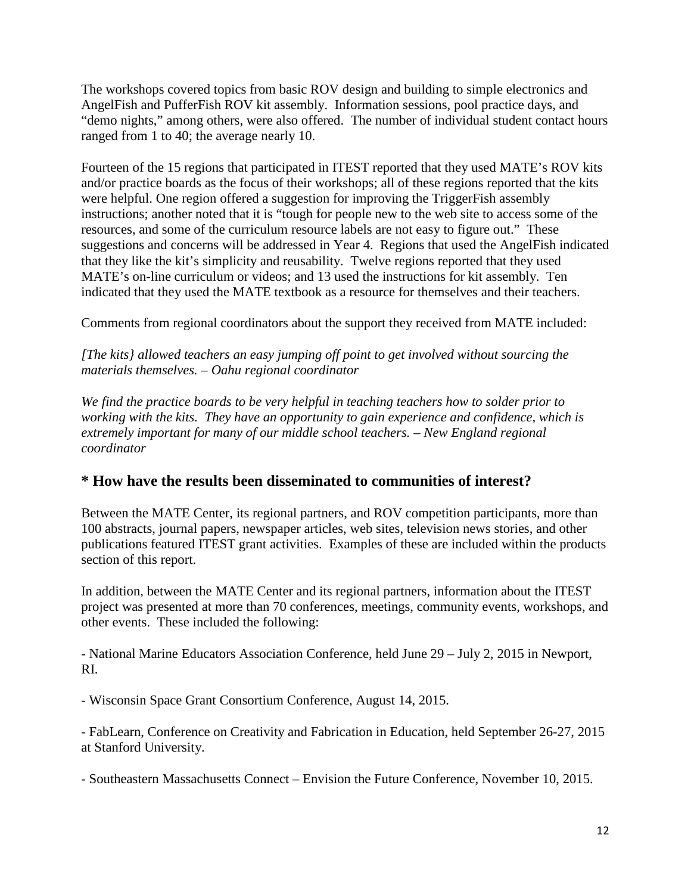The workshops covered topics from basic ROV design and building to simple electronics and AngelFish and PufferFish ROV kit assembly. Information sessions, pool practice days, and "demo nights," among others, were also offered. The number of individual student contact hours ranged from 1 to 40; the average nearly 10.

Fourteen of the 15 regions that participated in ITEST reported that they used MATE's ROV kits and/or practice boards as the focus of their workshops; all of these regions reported that the kits were helpful. One region offered a suggestion for improving the TriggerFish assembly instructions; another noted that it is "tough for people new to the web site to access some of the resources, and some of the curriculum resource labels are not easy to figure out." These suggestions and concerns will be addressed in Year 4. Regions that used the AngelFish indicated that they like the kit's simplicity and reusability. Twelve regions reported that they used MATE's on-line curriculum or videos; and 13 used the instructions for kit assembly. Ten indicated that they used the MATE textbook as a resource for themselves and their teachers.

Comments from regional coordinators about the support they received from MATE included:

*[The kits} allowed teachers an easy jumping off point to get involved without sourcing the materials themselves. – Oahu regional coordinator*

*We find the practice boards to be very helpful in teaching teachers how to solder prior to working with the kits. They have an opportunity to gain experience and confidence, which is extremely important for many of our middle school teachers. – New England regional coordinator*

## * How have the results been disseminated to communities of interest?

Between the MATE Center, its regional partners, and ROV competition participants, more than 100 abstracts, journal papers, newspaper articles, web sites, television news stories, and other publications featured ITEST grant activities. Examples of these are included within the products section of this report.

In addition, between the MATE Center and its regional partners, information about the ITEST project was presented at more than 70 conferences, meetings, community events, workshops, and other events. These included the following:

- National Marine Educators Association Conference, held June 29 – July 2, 2015 in Newport, RI.

- Wisconsin Space Grant Consortium Conference, August 14, 2015.

- FabLearn, Conference on Creativity and Fabrication in Education, held September 26-27, 2015 at Stanford University.

- Southeastern Massachusetts Connect – Envision the Future Conference, November 10, 2015.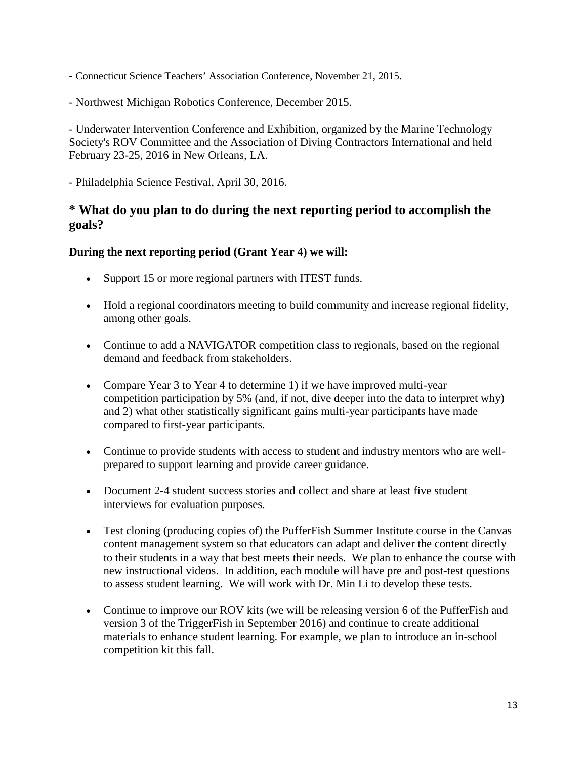- Connecticut Science Teachers' Association Conference, November 21, 2015.

- Northwest Michigan Robotics Conference, December 2015.

- Underwater Intervention Conference and Exhibition, organized by the Marine Technology Society's ROV Committee and the Association of Diving Contractors International and held February 23-25, 2016 in New Orleans, LA.

- Philadelphia Science Festival, April 30, 2016.

## * What do you plan to do during the next reporting period to accomplish the goals?

**During the next reporting period (Grant Year 4) we will:**

- Support 15 or more regional partners with ITEST funds.
- Hold a regional coordinators meeting to build community and increase regional fidelity, among other goals.
- Continue to add a NAVIGATOR competition class to regionals, based on the regional demand and feedback from stakeholders.
- Compare Year 3 to Year 4 to determine 1) if we have improved multi-year competition participation by 5% (and, if not, dive deeper into the data to interpret why) and 2) what other statistically significant gains multi-year participants have made compared to first-year participants.
- Continue to provide students with access to student and industry mentors who are well-prepared to support learning and provide career guidance.
- Document 2-4 student success stories and collect and share at least five student interviews for evaluation purposes.
- Test cloning (producing copies of) the PufferFish Summer Institute course in the Canvas content management system so that educators can adapt and deliver the content directly to their students in a way that best meets their needs. We plan to enhance the course with new instructional videos. In addition, each module will have pre and post-test questions to assess student learning. We will work with Dr. Min Li to develop these tests.
- Continue to improve our ROV kits (we will be releasing version 6 of the PufferFish and version 3 of the TriggerFish in September 2016) and continue to create additional materials to enhance student learning. For example, we plan to introduce an in-school competition kit this fall.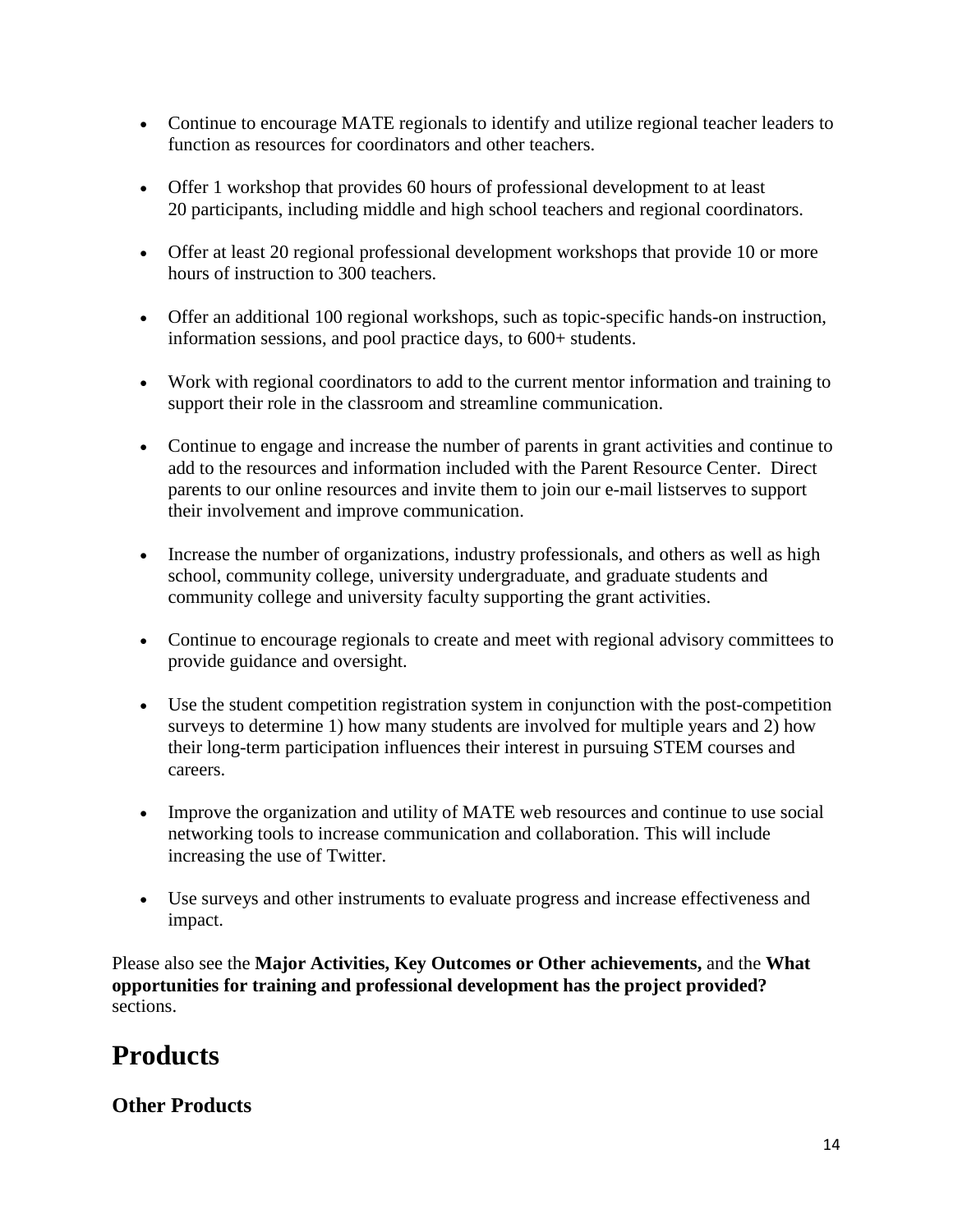- Continue to encourage MATE regionals to identify and utilize regional teacher leaders to function as resources for coordinators and other teachers.
- Offer 1 workshop that provides 60 hours of professional development to at least 20 participants, including middle and high school teachers and regional coordinators.
- Offer at least 20 regional professional development workshops that provide 10 or more hours of instruction to 300 teachers.
- Offer an additional 100 regional workshops, such as topic-specific hands-on instruction, information sessions, and pool practice days, to 600+ students.
- Work with regional coordinators to add to the current mentor information and training to support their role in the classroom and streamline communication.
- Continue to engage and increase the number of parents in grant activities and continue to add to the resources and information included with the Parent Resource Center. Direct parents to our online resources and invite them to join our e-mail listserves to support their involvement and improve communication.
- Increase the number of organizations, industry professionals, and others as well as high school, community college, university undergraduate, and graduate students and community college and university faculty supporting the grant activities.
- Continue to encourage regionals to create and meet with regional advisory committees to provide guidance and oversight.
- Use the student competition registration system in conjunction with the post-competition surveys to determine 1) how many students are involved for multiple years and 2) how their long-term participation influences their interest in pursuing STEM courses and careers.
- Improve the organization and utility of MATE web resources and continue to use social networking tools to increase communication and collaboration. This will include increasing the use of Twitter.
- Use surveys and other instruments to evaluate progress and increase effectiveness and impact.

Please also see the **Major Activities, Key Outcomes or Other achievements,** and the **What opportunities for training and professional development has the project provided?** sections.

# Products

## Other Products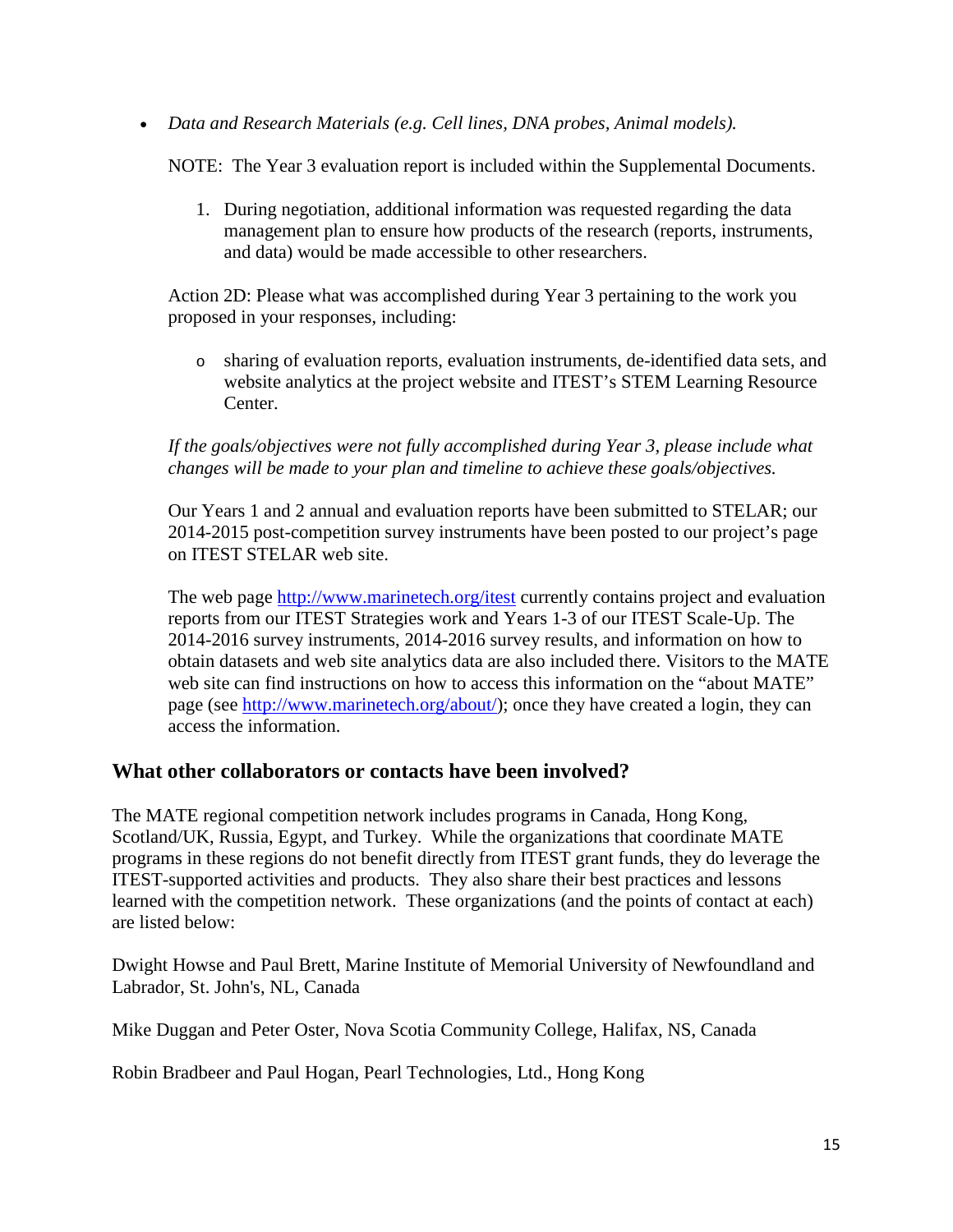- *Data and Research Materials (e.g. Cell lines, DNA probes, Animal models).*

  NOTE: The Year 3 evaluation report is included within the Supplemental Documents.

  1. During negotiation, additional information was requested regarding the data management plan to ensure how products of the research (reports, instruments, and data) would be made accessible to other researchers.

  Action 2D: Please what was accomplished during Year 3 pertaining to the work you proposed in your responses, including:

  - sharing of evaluation reports, evaluation instruments, de-identified data sets, and website analytics at the project website and ITEST's STEM Learning Resource Center.

  *If the goals/objectives were not fully accomplished during Year 3, please include what changes will be made to your plan and timeline to achieve these goals/objectives.*

  Our Years 1 and 2 annual and evaluation reports have been submitted to STELAR; our 2014-2015 post-competition survey instruments have been posted to our project's page on ITEST STELAR web site.

  The web page http://www.marinetech.org/itest currently contains project and evaluation reports from our ITEST Strategies work and Years 1-3 of our ITEST Scale-Up. The 2014-2016 survey instruments, 2014-2016 survey results, and information on how to obtain datasets and web site analytics data are also included there. Visitors to the MATE web site can find instructions on how to access this information on the "about MATE" page (see http://www.marinetech.org/about/); once they have created a login, they can access the information.

## What other collaborators or contacts have been involved?

The MATE regional competition network includes programs in Canada, Hong Kong, Scotland/UK, Russia, Egypt, and Turkey. While the organizations that coordinate MATE programs in these regions do not benefit directly from ITEST grant funds, they do leverage the ITEST-supported activities and products. They also share their best practices and lessons learned with the competition network. These organizations (and the points of contact at each) are listed below:

Dwight Howse and Paul Brett, Marine Institute of Memorial University of Newfoundland and Labrador, St. John's, NL, Canada

Mike Duggan and Peter Oster, Nova Scotia Community College, Halifax, NS, Canada

Robin Bradbeer and Paul Hogan, Pearl Technologies, Ltd., Hong Kong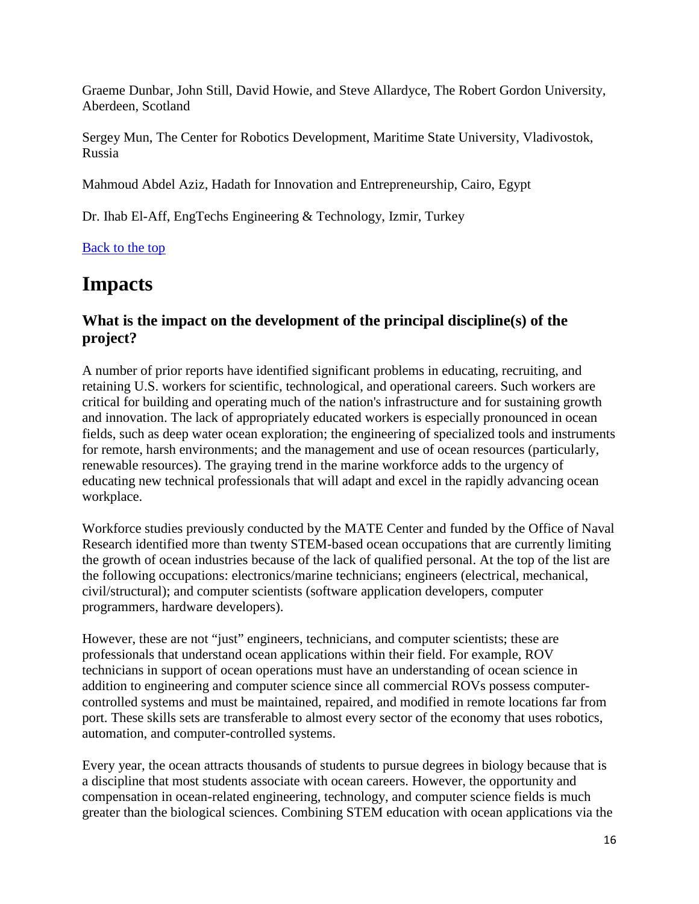Graeme Dunbar, John Still, David Howie, and Steve Allardyce, The Robert Gordon University, Aberdeen, Scotland

Sergey Mun, The Center for Robotics Development, Maritime State University, Vladivostok, Russia

Mahmoud Abdel Aziz, Hadath for Innovation and Entrepreneurship, Cairo, Egypt

Dr. Ihab El-Aff, EngTechs Engineering & Technology, Izmir, Turkey

Back to the top

# Impacts

### What is the impact on the development of the principal discipline(s) of the project?

A number of prior reports have identified significant problems in educating, recruiting, and retaining U.S. workers for scientific, technological, and operational careers. Such workers are critical for building and operating much of the nation's infrastructure and for sustaining growth and innovation. The lack of appropriately educated workers is especially pronounced in ocean fields, such as deep water ocean exploration; the engineering of specialized tools and instruments for remote, harsh environments; and the management and use of ocean resources (particularly, renewable resources). The graying trend in the marine workforce adds to the urgency of educating new technical professionals that will adapt and excel in the rapidly advancing ocean workplace.

Workforce studies previously conducted by the MATE Center and funded by the Office of Naval Research identified more than twenty STEM-based ocean occupations that are currently limiting the growth of ocean industries because of the lack of qualified personal. At the top of the list are the following occupations: electronics/marine technicians; engineers (electrical, mechanical, civil/structural); and computer scientists (software application developers, computer programmers, hardware developers).

However, these are not “just” engineers, technicians, and computer scientists; these are professionals that understand ocean applications within their field. For example, ROV technicians in support of ocean operations must have an understanding of ocean science in addition to engineering and computer science since all commercial ROVs possess computer-controlled systems and must be maintained, repaired, and modified in remote locations far from port. These skills sets are transferable to almost every sector of the economy that uses robotics, automation, and computer-controlled systems.

Every year, the ocean attracts thousands of students to pursue degrees in biology because that is a discipline that most students associate with ocean careers. However, the opportunity and compensation in ocean-related engineering, technology, and computer science fields is much greater than the biological sciences. Combining STEM education with ocean applications via the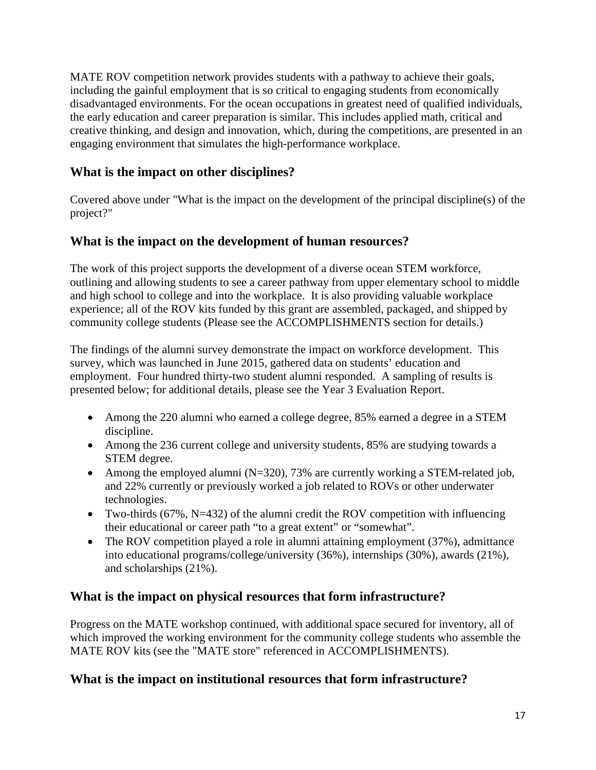MATE ROV competition network provides students with a pathway to achieve their goals, including the gainful employment that is so critical to engaging students from economically disadvantaged environments. For the ocean occupations in greatest need of qualified individuals, the early education and career preparation is similar. This includes applied math, critical and creative thinking, and design and innovation, which, during the competitions, are presented in an engaging environment that simulates the high-performance workplace.

## What is the impact on other disciplines?

Covered above under "What is the impact on the development of the principal discipline(s) of the project?"

## What is the impact on the development of human resources?

The work of this project supports the development of a diverse ocean STEM workforce, outlining and allowing students to see a career pathway from upper elementary school to middle and high school to college and into the workplace. It is also providing valuable workplace experience; all of the ROV kits funded by this grant are assembled, packaged, and shipped by community college students (Please see the ACCOMPLISHMENTS section for details.)

The findings of the alumni survey demonstrate the impact on workforce development. This survey, which was launched in June 2015, gathered data on students' education and employment. Four hundred thirty-two student alumni responded. A sampling of results is presented below; for additional details, please see the Year 3 Evaluation Report.

- Among the 220 alumni who earned a college degree, 85% earned a degree in a STEM discipline.
- Among the 236 current college and university students, 85% are studying towards a STEM degree.
- Among the employed alumni (N=320), 73% are currently working a STEM-related job, and 22% currently or previously worked a job related to ROVs or other underwater technologies.
- Two-thirds (67%, N=432) of the alumni credit the ROV competition with influencing their educational or career path "to a great extent" or "somewhat".
- The ROV competition played a role in alumni attaining employment (37%), admittance into educational programs/college/university (36%), internships (30%), awards (21%), and scholarships (21%).

## What is the impact on physical resources that form infrastructure?

Progress on the MATE workshop continued, with additional space secured for inventory, all of which improved the working environment for the community college students who assemble the MATE ROV kits (see the "MATE store" referenced in ACCOMPLISHMENTS).

## What is the impact on institutional resources that form infrastructure?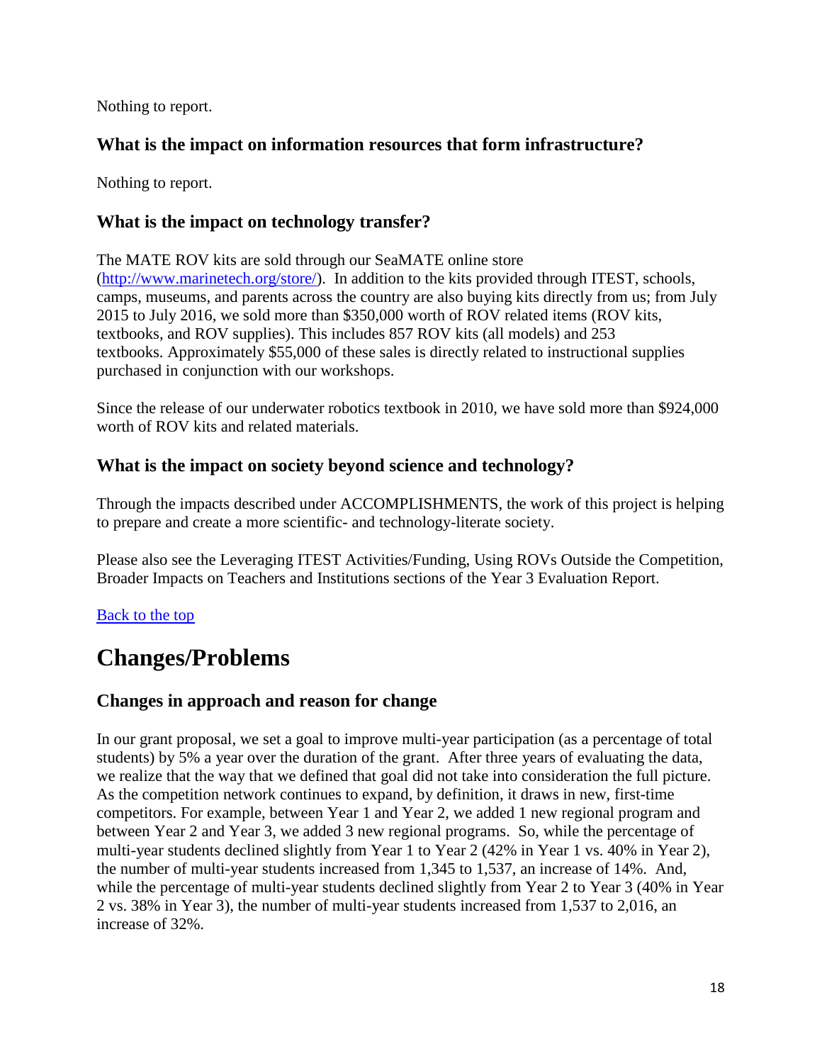Nothing to report.

### What is the impact on information resources that form infrastructure?

Nothing to report.

### What is the impact on technology transfer?

The MATE ROV kits are sold through our SeaMATE online store ([http://www.marinetech.org/store/](http://www.marinetech.org/store/)). In addition to the kits provided through ITEST, schools, camps, museums, and parents across the country are also buying kits directly from us; from July 2015 to July 2016, we sold more than $350,000 worth of ROV related items (ROV kits, textbooks, and ROV supplies). This includes 857 ROV kits (all models) and 253 textbooks. Approximately $55,000 of these sales is directly related to instructional supplies purchased in conjunction with our workshops.

Since the release of our underwater robotics textbook in 2010, we have sold more than $924,000 worth of ROV kits and related materials.

### What is the impact on society beyond science and technology?

Through the impacts described under ACCOMPLISHMENTS, the work of this project is helping to prepare and create a more scientific- and technology-literate society.

Please also see the Leveraging ITEST Activities/Funding, Using ROVs Outside the Competition, Broader Impacts on Teachers and Institutions sections of the Year 3 Evaluation Report.

[Back to the top](#)

## Changes/Problems

### Changes in approach and reason for change

In our grant proposal, we set a goal to improve multi-year participation (as a percentage of total students) by 5% a year over the duration of the grant. After three years of evaluating the data, we realize that the way that we defined that goal did not take into consideration the full picture. As the competition network continues to expand, by definition, it draws in new, first-time competitors. For example, between Year 1 and Year 2, we added 1 new regional program and between Year 2 and Year 3, we added 3 new regional programs. So, while the percentage of multi-year students declined slightly from Year 1 to Year 2 (42% in Year 1 vs. 40% in Year 2), the number of multi-year students increased from 1,345 to 1,537, an increase of 14%. And, while the percentage of multi-year students declined slightly from Year 2 to Year 3 (40% in Year 2 vs. 38% in Year 3), the number of multi-year students increased from 1,537 to 2,016, an increase of 32%.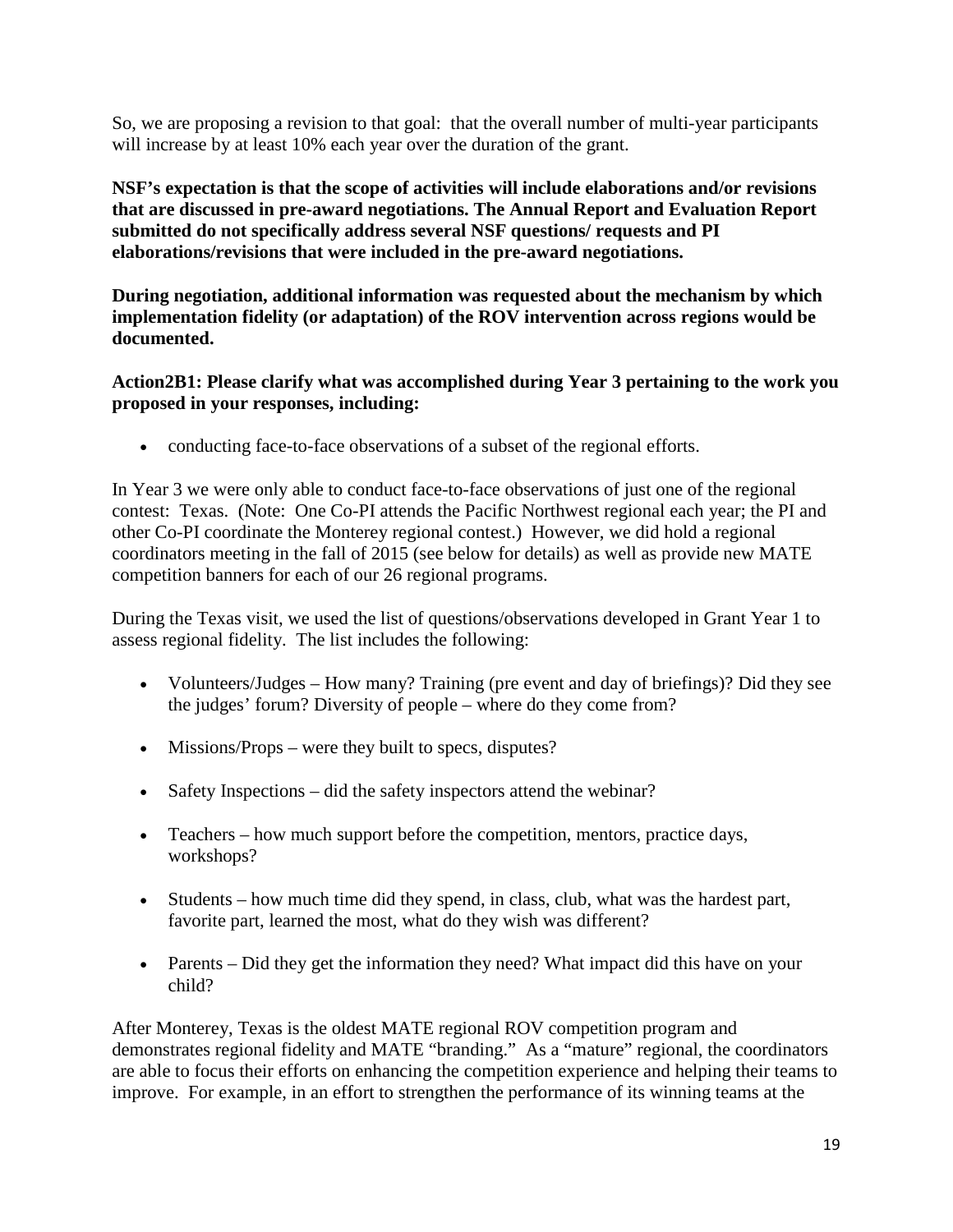So, we are proposing a revision to that goal: that the overall number of multi-year participants will increase by at least 10% each year over the duration of the grant.

**NSF's expectation is that the scope of activities will include elaborations and/or revisions that are discussed in pre-award negotiations. The Annual Report and Evaluation Report submitted do not specifically address several NSF questions/ requests and PI elaborations/revisions that were included in the pre-award negotiations.**

**During negotiation, additional information was requested about the mechanism by which implementation fidelity (or adaptation) of the ROV intervention across regions would be documented.**

**Action2B1: Please clarify what was accomplished during Year 3 pertaining to the work you proposed in your responses, including:**

- conducting face-to-face observations of a subset of the regional efforts.

In Year 3 we were only able to conduct face-to-face observations of just one of the regional contest: Texas. (Note: One Co-PI attends the Pacific Northwest regional each year; the PI and other Co-PI coordinate the Monterey regional contest.) However, we did hold a regional coordinators meeting in the fall of 2015 (see below for details) as well as provide new MATE competition banners for each of our 26 regional programs.

During the Texas visit, we used the list of questions/observations developed in Grant Year 1 to assess regional fidelity. The list includes the following:

- Volunteers/Judges – How many? Training (pre event and day of briefings)? Did they see the judges' forum? Diversity of people – where do they come from?
- Missions/Props – were they built to specs, disputes?
- Safety Inspections – did the safety inspectors attend the webinar?
- Teachers – how much support before the competition, mentors, practice days, workshops?
- Students – how much time did they spend, in class, club, what was the hardest part, favorite part, learned the most, what do they wish was different?
- Parents – Did they get the information they need? What impact did this have on your child?

After Monterey, Texas is the oldest MATE regional ROV competition program and demonstrates regional fidelity and MATE "branding." As a "mature" regional, the coordinators are able to focus their efforts on enhancing the competition experience and helping their teams to improve. For example, in an effort to strengthen the performance of its winning teams at the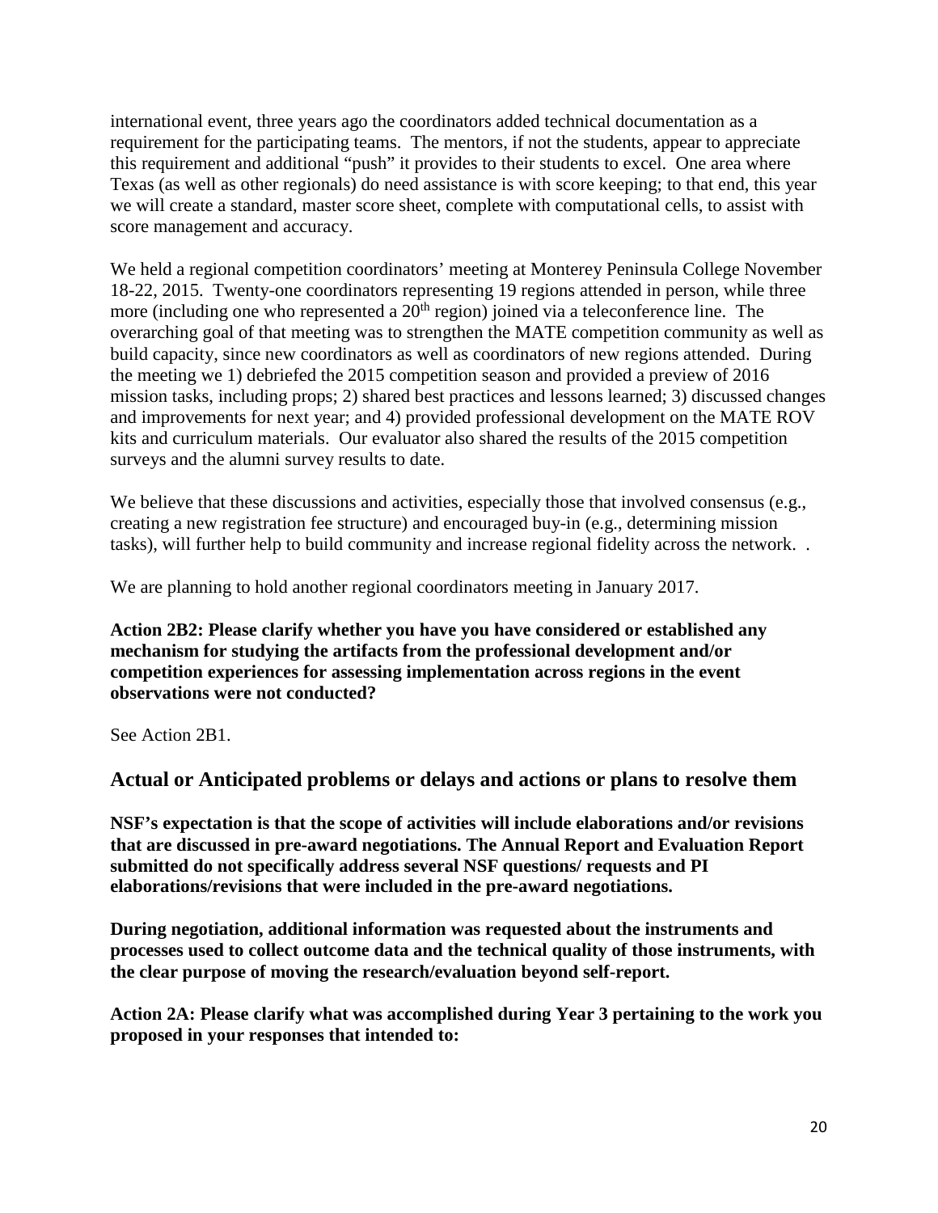international event, three years ago the coordinators added technical documentation as a requirement for the participating teams. The mentors, if not the students, appear to appreciate this requirement and additional "push" it provides to their students to excel. One area where Texas (as well as other regionals) do need assistance is with score keeping; to that end, this year we will create a standard, master score sheet, complete with computational cells, to assist with score management and accuracy.

We held a regional competition coordinators' meeting at Monterey Peninsula College November 18-22, 2015. Twenty-one coordinators representing 19 regions attended in person, while three more (including one who represented a 20th region) joined via a teleconference line. The overarching goal of that meeting was to strengthen the MATE competition community as well as build capacity, since new coordinators as well as coordinators of new regions attended. During the meeting we 1) debriefed the 2015 competition season and provided a preview of 2016 mission tasks, including props; 2) shared best practices and lessons learned; 3) discussed changes and improvements for next year; and 4) provided professional development on the MATE ROV kits and curriculum materials. Our evaluator also shared the results of the 2015 competition surveys and the alumni survey results to date.

We believe that these discussions and activities, especially those that involved consensus (e.g., creating a new registration fee structure) and encouraged buy-in (e.g., determining mission tasks), will further help to build community and increase regional fidelity across the network. .

We are planning to hold another regional coordinators meeting in January 2017.

**Action 2B2: Please clarify whether you have you have considered or established any mechanism for studying the artifacts from the professional development and/or competition experiences for assessing implementation across regions in the event observations were not conducted?**

See Action 2B1.

## Actual or Anticipated problems or delays and actions or plans to resolve them

**NSF's expectation is that the scope of activities will include elaborations and/or revisions that are discussed in pre-award negotiations. The Annual Report and Evaluation Report submitted do not specifically address several NSF questions/ requests and PI elaborations/revisions that were included in the pre-award negotiations.**

**During negotiation, additional information was requested about the instruments and processes used to collect outcome data and the technical quality of those instruments, with the clear purpose of moving the research/evaluation beyond self-report.**

**Action 2A: Please clarify what was accomplished during Year 3 pertaining to the work you proposed in your responses that intended to:**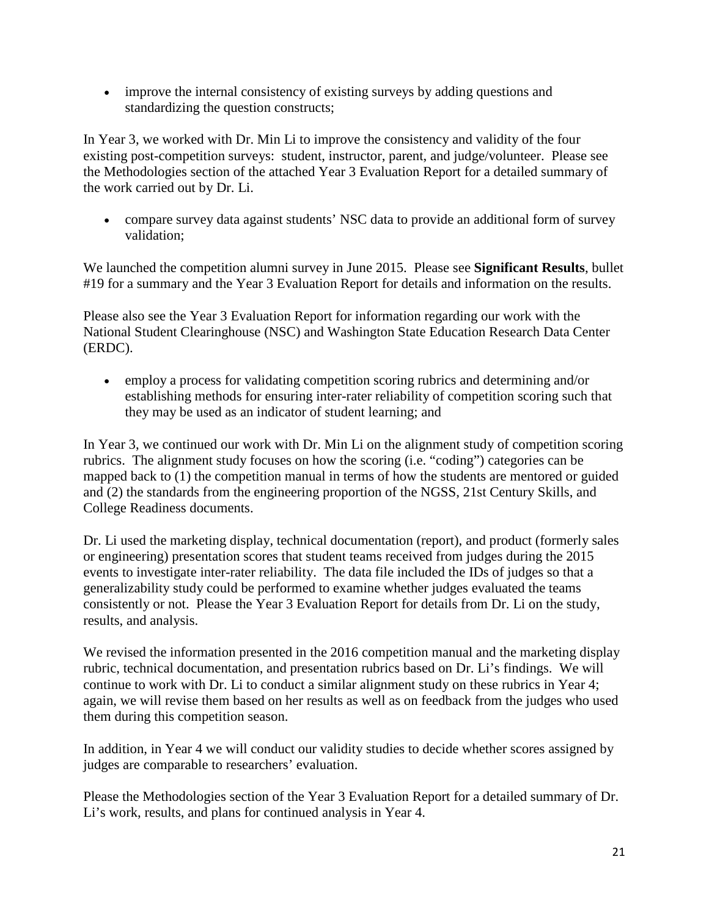- improve the internal consistency of existing surveys by adding questions and standardizing the question constructs;

In Year 3, we worked with Dr. Min Li to improve the consistency and validity of the four existing post-competition surveys: student, instructor, parent, and judge/volunteer. Please see the Methodologies section of the attached Year 3 Evaluation Report for a detailed summary of the work carried out by Dr. Li.

- compare survey data against students' NSC data to provide an additional form of survey validation;

We launched the competition alumni survey in June 2015. Please see **Significant Results**, bullet #19 for a summary and the Year 3 Evaluation Report for details and information on the results.

Please also see the Year 3 Evaluation Report for information regarding our work with the National Student Clearinghouse (NSC) and Washington State Education Research Data Center (ERDC).

- employ a process for validating competition scoring rubrics and determining and/or establishing methods for ensuring inter-rater reliability of competition scoring such that they may be used as an indicator of student learning; and

In Year 3, we continued our work with Dr. Min Li on the alignment study of competition scoring rubrics. The alignment study focuses on how the scoring (i.e. "coding") categories can be mapped back to (1) the competition manual in terms of how the students are mentored or guided and (2) the standards from the engineering proportion of the NGSS, 21st Century Skills, and College Readiness documents.

Dr. Li used the marketing display, technical documentation (report), and product (formerly sales or engineering) presentation scores that student teams received from judges during the 2015 events to investigate inter-rater reliability. The data file included the IDs of judges so that a generalizability study could be performed to examine whether judges evaluated the teams consistently or not. Please the Year 3 Evaluation Report for details from Dr. Li on the study, results, and analysis.

We revised the information presented in the 2016 competition manual and the marketing display rubric, technical documentation, and presentation rubrics based on Dr. Li's findings. We will continue to work with Dr. Li to conduct a similar alignment study on these rubrics in Year 4; again, we will revise them based on her results as well as on feedback from the judges who used them during this competition season.

In addition, in Year 4 we will conduct our validity studies to decide whether scores assigned by judges are comparable to researchers' evaluation.

Please the Methodologies section of the Year 3 Evaluation Report for a detailed summary of Dr. Li's work, results, and plans for continued analysis in Year 4.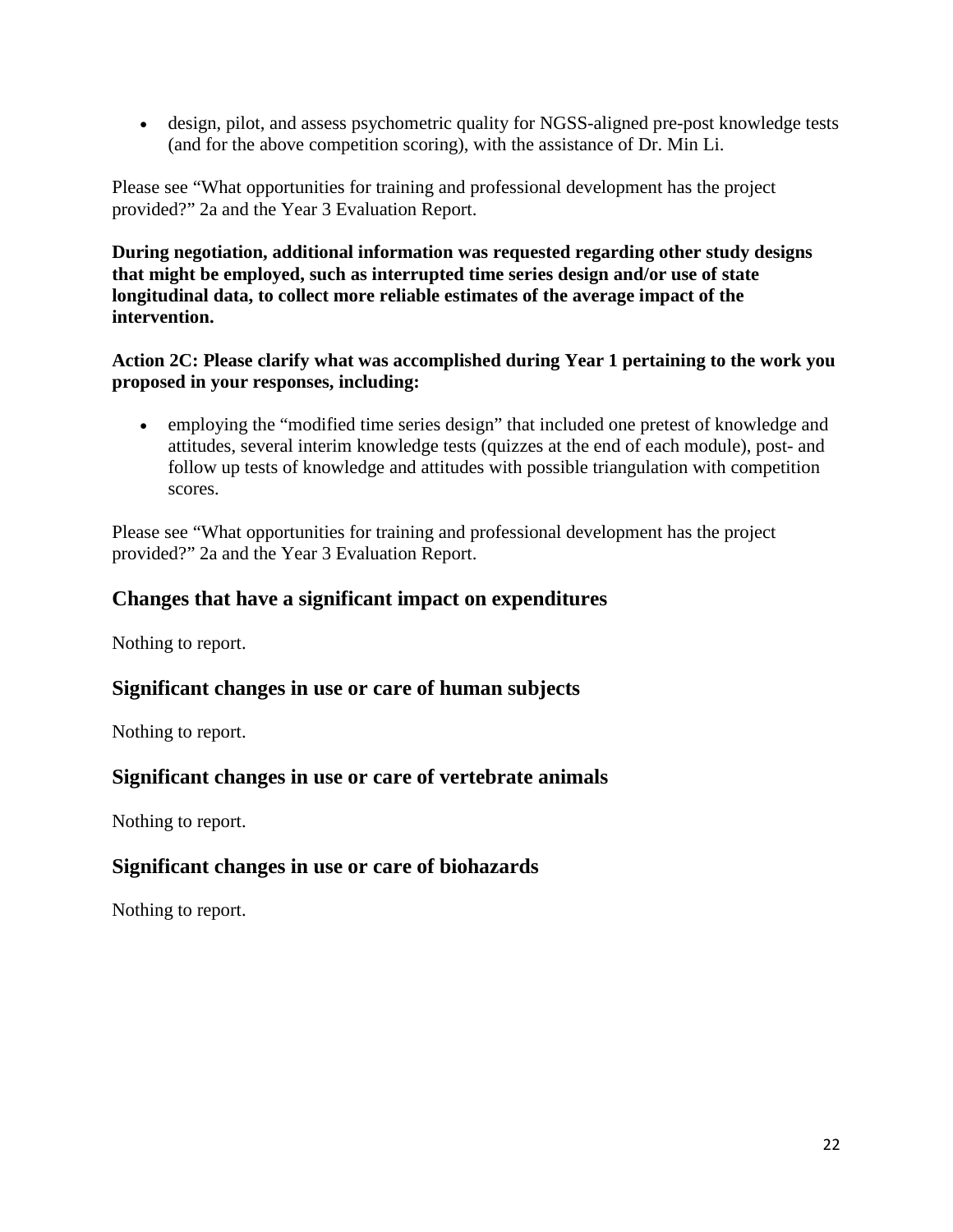- design, pilot, and assess psychometric quality for NGSS-aligned pre-post knowledge tests (and for the above competition scoring), with the assistance of Dr. Min Li.

Please see “What opportunities for training and professional development has the project provided?” 2a and the Year 3 Evaluation Report.

**During negotiation, additional information was requested regarding other study designs that might be employed, such as interrupted time series design and/or use of state longitudinal data, to collect more reliable estimates of the average impact of the intervention.**

**Action 2C: Please clarify what was accomplished during Year 1 pertaining to the work you proposed in your responses, including:**

- employing the “modified time series design” that included one pretest of knowledge and attitudes, several interim knowledge tests (quizzes at the end of each module), post- and follow up tests of knowledge and attitudes with possible triangulation with competition scores.

Please see “What opportunities for training and professional development has the project provided?” 2a and the Year 3 Evaluation Report.

## Changes that have a significant impact on expenditures

Nothing to report.

## Significant changes in use or care of human subjects

Nothing to report.

## Significant changes in use or care of vertebrate animals

Nothing to report.

## Significant changes in use or care of biohazards

Nothing to report.